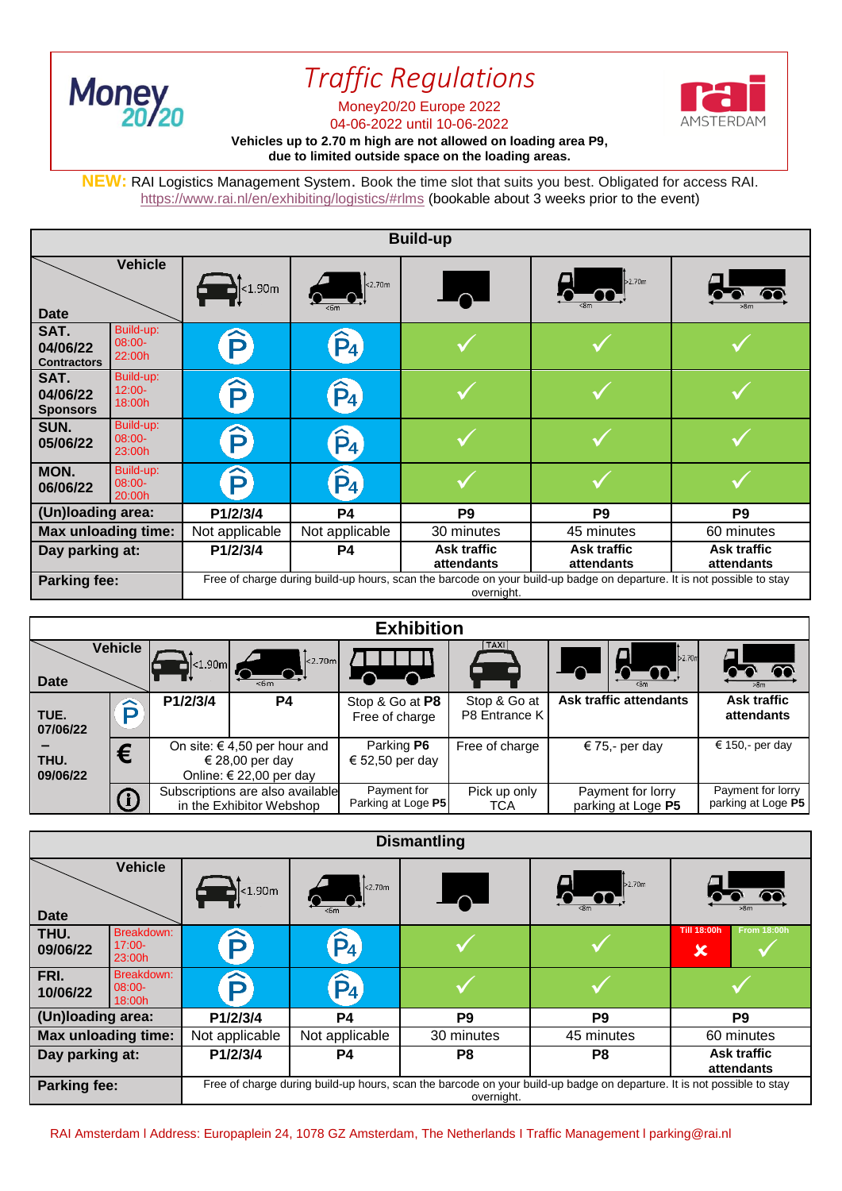# Traffic Regulations

Money20/20 Europe 2022
04-06-2022 until 10-06-2022

**Vehicles up to 2.70 m high are not allowed on loading area P9, due to limited outside space on the loading areas.**

**NEW:** RAI Logistics Management System. Book the time slot that suits you best. Obligated for access RAI. https://www.rai.nl/en/exhibiting/logistics/#rlms (bookable about 3 weeks prior to the event)

## Build-up

| Date | | Car <1.90m | Van <2.70m, <6m | Trailer | Truck >2.70m, <8m | Lorry >8m |
|---|---|---|---|---|---|---|
| **SAT. 04/06/22 Contractors** | Build-up: 08:00-22:00h | P | P4 | ✓ | ✓ | ✓ |
| **SAT. 04/06/22 Sponsors** | Build-up: 12:00-18:00h | P | P4 | ✓ | ✓ | ✓ |
| **SUN. 05/06/22** | Build-up: 08:00-23:00h | P | P4 | ✓ | ✓ | ✓ |
| **MON. 06/06/22** | Build-up: 08:00-20:00h | P | P4 | ✓ | ✓ | ✓ |
| **(Un)loading area:** | | P1/2/3/4 | P4 | P9 | P9 | P9 |
| **Max unloading time:** | | Not applicable | Not applicable | 30 minutes | 45 minutes | 60 minutes |
| **Day parking at:** | | P1/2/3/4 | P4 | Ask traffic attendants | Ask traffic attendants | Ask traffic attendants |
| **Parking fee:** | | Free of charge during build-up hours, scan the barcode on your build-up badge on departure. It is not possible to stay overnight. | | | | |

## Exhibition

| Date | | Car <1.90m | Van <2.70m, <6m | Bus | Taxi | Trailer / Truck >2.70m, <8m | Lorry >8m |
|---|---|---|---|---|---|---|---|
| **TUE. 07/06/22 – THU. 09/06/22** | P | P1/2/3/4 | P4 | Stop & Go at **P8** Free of charge | Stop & Go at P8 Entrance K | **Ask traffic attendants** | **Ask traffic attendants** |
| | € | On site: € 4,50 per hour and € 28,00 per day Online: € 22,00 per day | | Parking **P6** € 52,50 per day | Free of charge | € 75,- per day | € 150,- per day |
| | ⓘ | Subscriptions are also available in the Exhibitor Webshop | | Payment for Parking at Loge **P5** | Pick up only TCA | Payment for lorry parking at Loge **P5** | Payment for lorry parking at Loge **P5** |

## Dismantling

| Date | | Car <1.90m | Van <2.70m, <6m | Trailer | Truck >2.70m, <8m | Lorry >8m |
|---|---|---|---|---|---|---|
| **THU. 09/06/22** | Breakdown: 17:00-23:00h | P | P4 | ✓ | ✓ | Till 18:00h ✗ / From 18:00h ✓ |
| **FRI. 10/06/22** | Breakdown: 08:00-18:00h | P | P4 | ✓ | ✓ | ✓ |
| **(Un)loading area:** | | P1/2/3/4 | P4 | P9 | P9 | P9 |
| **Max unloading time:** | | Not applicable | Not applicable | 30 minutes | 45 minutes | 60 minutes |
| **Day parking at:** | | P1/2/3/4 | P4 | P8 | P8 | Ask traffic attendants |
| **Parking fee:** | | Free of charge during build-up hours, scan the barcode on your build-up badge on departure. It is not possible to stay overnight. | | | | |

RAI Amsterdam I Address: Europaplein 24, 1078 GZ Amsterdam, The Netherlands I Traffic Management I parking@rai.nl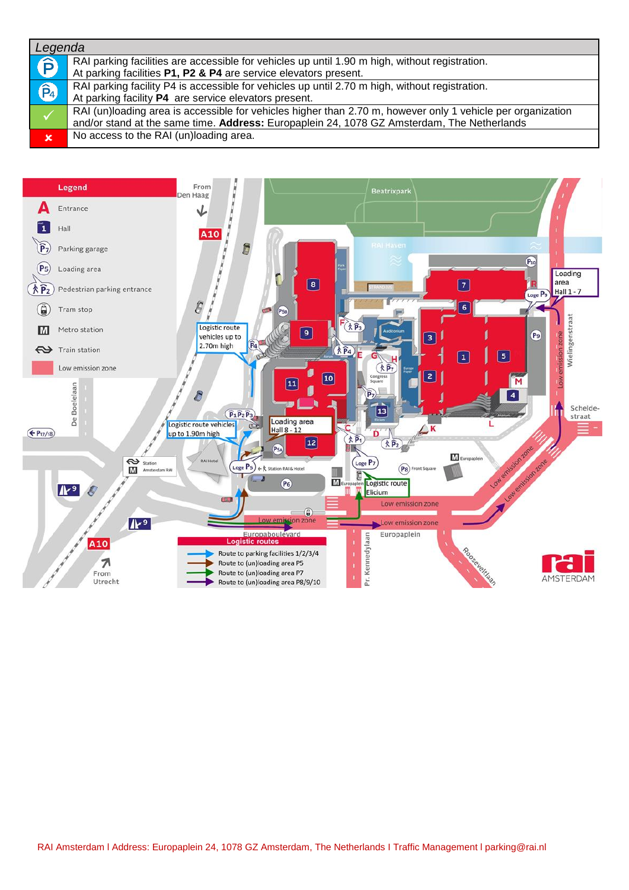| Legenda | |
|---|---|
| P | RAI parking facilities are accessible for vehicles up until 1.90 m high, without registration. At parking facilities **P1, P2 & P4** are service elevators present. |
| P4 | RAI parking facility P4 is accessible for vehicles up until 2.70 m high, without registration. At parking facility **P4** are service elevators present. |
| ✓ | RAI (un)loading area is accessible for vehicles higher than 2.70 m, however only 1 vehicle per organization and/or stand at the same time. **Address:** Europaplein 24, 1078 GZ Amsterdam, The Netherlands |
| ✗ | No access to the RAI (un)loading area. |

**Legend**

- A: Entrance
- 1: Hall
- P7: Parking garage
- P5: Loading area
- P2: Pedestrian parking entrance
- Tram stop
- M: Metro station
- Train station
- Low emission zone

**Logistic routes**

- Route to parking facilities 1/2/3/4
- Route to (un)loading area P5
- Route to (un)loading area P7
- Route to (un)loading area P8/9/10

Logistic route vehicles up to 2.70m high

Logistic route vehicles up to 1.90m high

Loading area Hall 8 - 12

Loading area Hall 1 - 7

Logistic route Elicium

From Den Haag · From Utrecht · A10 · Beatrixpark · RAI Haven · De Boelelaan · Europaboulevard · Europaplein · Pr. Kennedylaan · Roosevelt­laan · Scheldestraat · Wielingenstraat · Station Amsterdam RAI · RAI Hotel · Station RAI & Hotel · Front Square · Auditorium · Congress Square · Europe Foyer · Elicium · Low emission zone

rai AMSTERDAM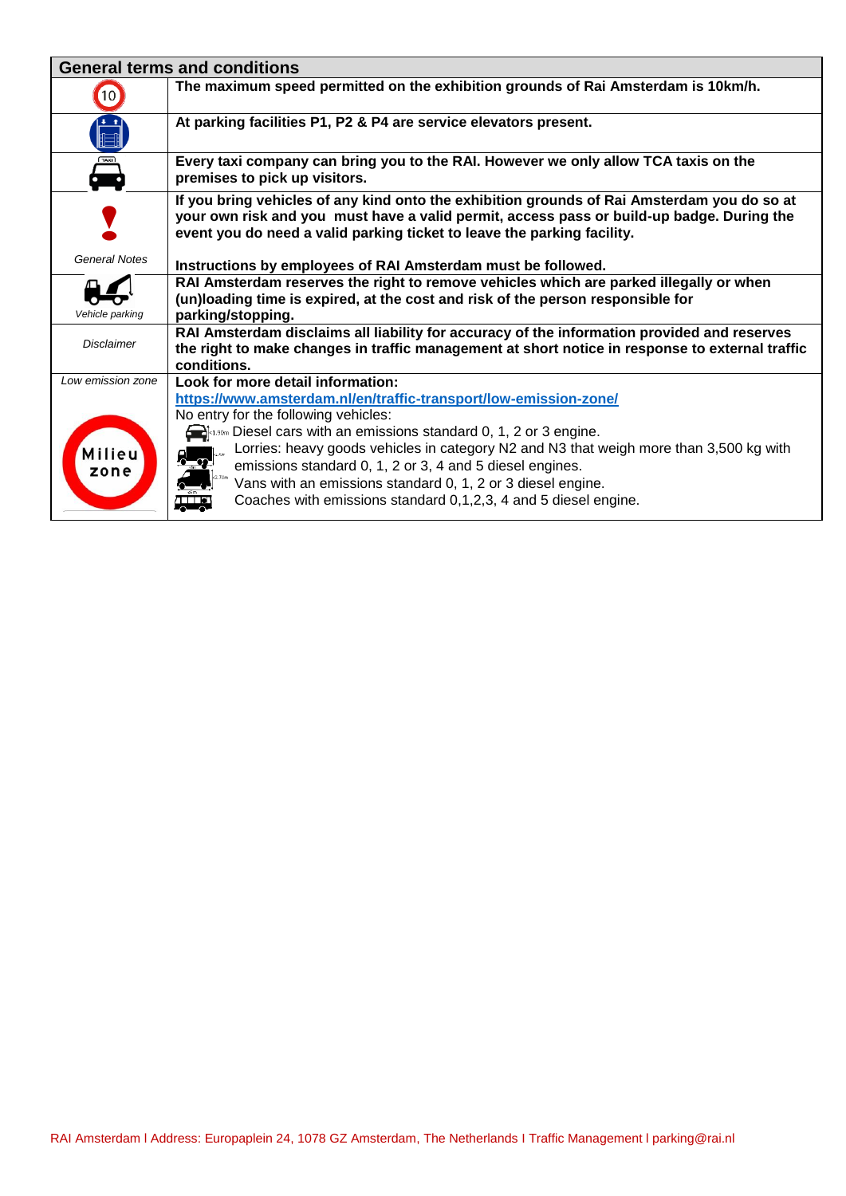| General terms and conditions | |
|---|---|
| | **The maximum speed permitted on the exhibition grounds of Rai Amsterdam is 10km/h.** |
| | **At parking facilities P1, P2 & P4 are service elevators present.** |
| | **Every taxi company can bring you to the RAI. However we only allow TCA taxis on the premises to pick up visitors.** |
| *General Notes* | **If you bring vehicles of any kind onto the exhibition grounds of Rai Amsterdam you do so at your own risk and you must have a valid permit, access pass or build-up badge. During the event you do need a valid parking ticket to leave the parking facility.** <br><br> **Instructions by employees of RAI Amsterdam must be followed.** |
| *Vehicle parking* | **RAI Amsterdam reserves the right to remove vehicles which are parked illegally or when (un)loading time is expired, at the cost and risk of the person responsible for parking/stopping.** |
| *Disclaimer* | **RAI Amsterdam disclaims all liability for accuracy of the information provided and reserves the right to make changes in traffic management at short notice in response to external traffic conditions.** |
| *Low emission zone* <br><br> Milieu zone | **Look for more detail information:** <br> **https://www.amsterdam.nl/en/traffic-transport/low-emission-zone/** <br> No entry for the following vehicles: <br> Diesel cars with an emissions standard 0, 1, 2 or 3 engine. <br> Lorries: heavy goods vehicles in category N2 and N3 that weigh more than 3,500 kg with emissions standard 0, 1, 2 or 3, 4 and 5 diesel engines. <br> Vans with an emissions standard 0, 1, 2 or 3 diesel engine. <br> Coaches with emissions standard 0,1,2,3, 4 and 5 diesel engine. |

RAI Amsterdam I Address: Europaplein 24, 1078 GZ Amsterdam, The Netherlands I Traffic Management l parking@rai.nl